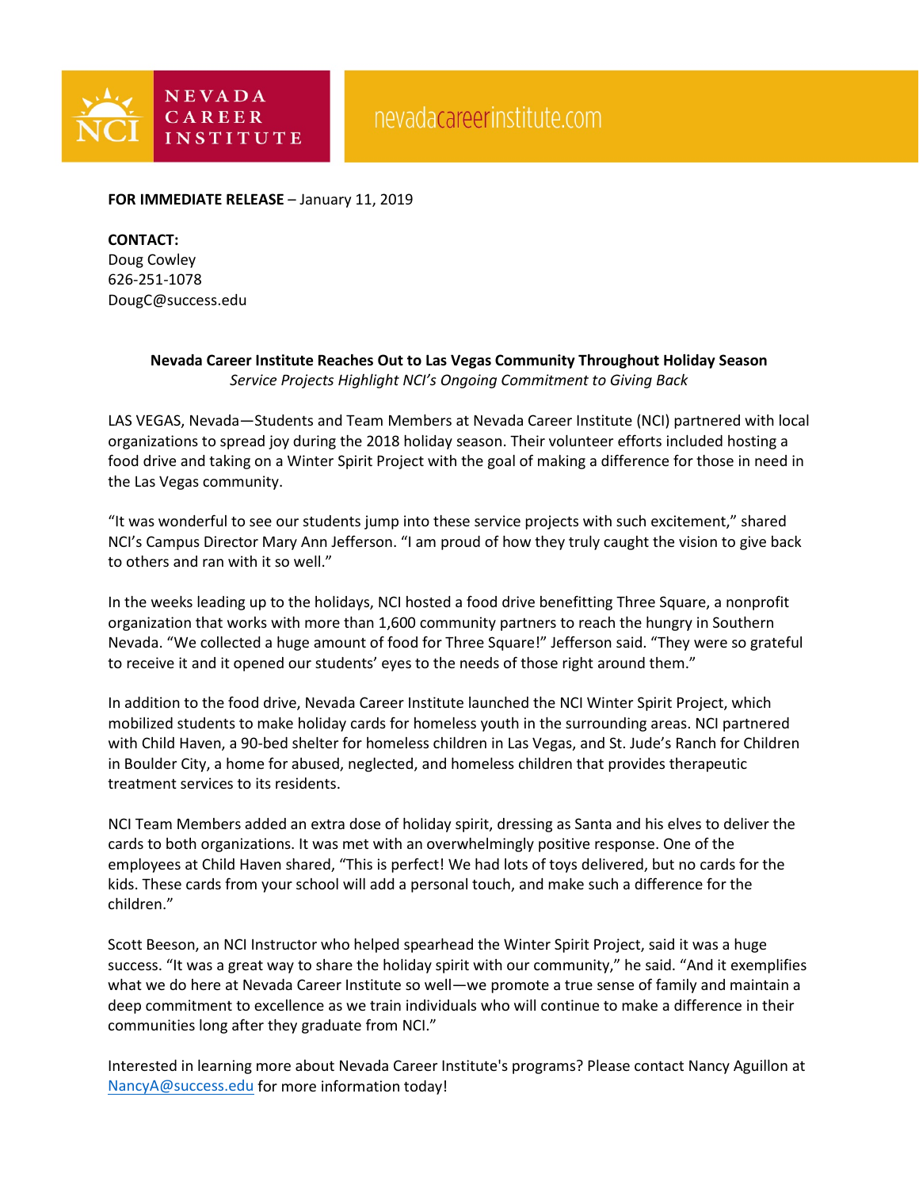NEVADA CAREER INSTITUTE

nevadacareerinstitute.com

**FOR IMMEDIATE RELEASE** – January 11, 2019

**CONTACT:**
Doug Cowley
626-251-1078
DougC@success.edu

**Nevada Career Institute Reaches Out to Las Vegas Community Throughout Holiday Season**
*Service Projects Highlight NCI's Ongoing Commitment to Giving Back*

LAS VEGAS, Nevada—Students and Team Members at Nevada Career Institute (NCI) partnered with local organizations to spread joy during the 2018 holiday season. Their volunteer efforts included hosting a food drive and taking on a Winter Spirit Project with the goal of making a difference for those in need in the Las Vegas community.

"It was wonderful to see our students jump into these service projects with such excitement," shared NCI's Campus Director Mary Ann Jefferson. "I am proud of how they truly caught the vision to give back to others and ran with it so well."

In the weeks leading up to the holidays, NCI hosted a food drive benefitting Three Square, a nonprofit organization that works with more than 1,600 community partners to reach the hungry in Southern Nevada. "We collected a huge amount of food for Three Square!" Jefferson said. "They were so grateful to receive it and it opened our students' eyes to the needs of those right around them."

In addition to the food drive, Nevada Career Institute launched the NCI Winter Spirit Project, which mobilized students to make holiday cards for homeless youth in the surrounding areas. NCI partnered with Child Haven, a 90-bed shelter for homeless children in Las Vegas, and St. Jude's Ranch for Children in Boulder City, a home for abused, neglected, and homeless children that provides therapeutic treatment services to its residents.

NCI Team Members added an extra dose of holiday spirit, dressing as Santa and his elves to deliver the cards to both organizations. It was met with an overwhelmingly positive response. One of the employees at Child Haven shared, "This is perfect! We had lots of toys delivered, but no cards for the kids. These cards from your school will add a personal touch, and make such a difference for the children."

Scott Beeson, an NCI Instructor who helped spearhead the Winter Spirit Project, said it was a huge success. "It was a great way to share the holiday spirit with our community," he said. "And it exemplifies what we do here at Nevada Career Institute so well—we promote a true sense of family and maintain a deep commitment to excellence as we train individuals who will continue to make a difference in their communities long after they graduate from NCI."

Interested in learning more about Nevada Career Institute's programs? Please contact Nancy Aguillon at NancyA@success.edu for more information today!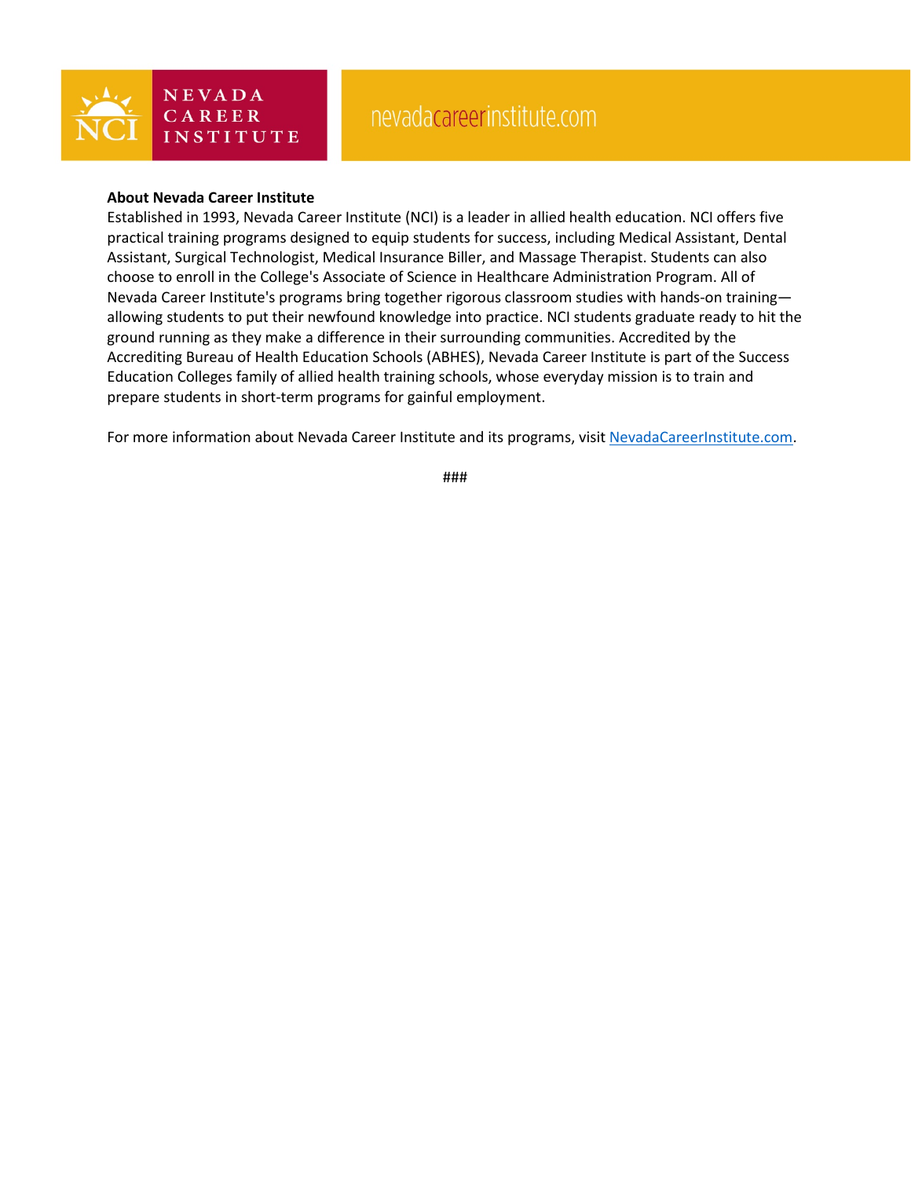NEVADA CAREER INSTITUTE

nevadacareerinstitute.com

**About Nevada Career Institute**

Established in 1993, Nevada Career Institute (NCI) is a leader in allied health education. NCI offers five practical training programs designed to equip students for success, including Medical Assistant, Dental Assistant, Surgical Technologist, Medical Insurance Biller, and Massage Therapist. Students can also choose to enroll in the College's Associate of Science in Healthcare Administration Program. All of Nevada Career Institute's programs bring together rigorous classroom studies with hands-on training—allowing students to put their newfound knowledge into practice. NCI students graduate ready to hit the ground running as they make a difference in their surrounding communities. Accredited by the Accrediting Bureau of Health Education Schools (ABHES), Nevada Career Institute is part of the Success Education Colleges family of allied health training schools, whose everyday mission is to train and prepare students in short-term programs for gainful employment.

For more information about Nevada Career Institute and its programs, visit NevadaCareerInstitute.com.

###